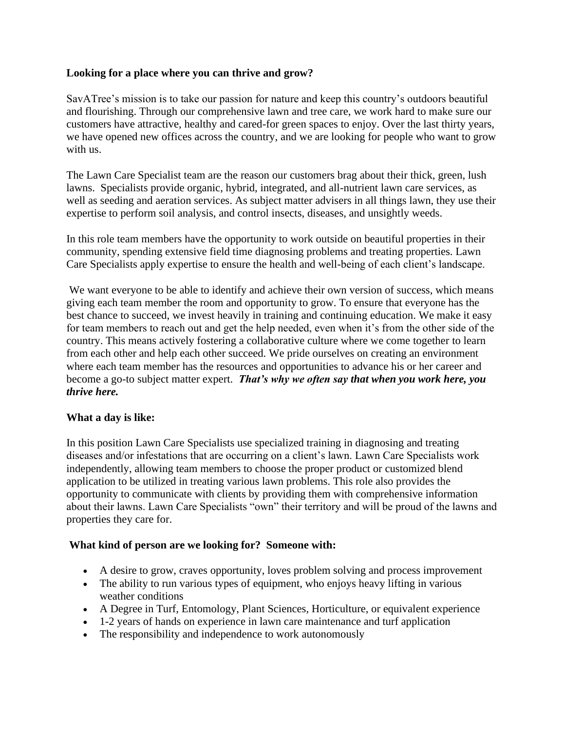**Looking for a place where you can thrive and grow?**

SavATree's mission is to take our passion for nature and keep this country's outdoors beautiful and flourishing. Through our comprehensive lawn and tree care, we work hard to make sure our customers have attractive, healthy and cared-for green spaces to enjoy. Over the last thirty years, we have opened new offices across the country, and we are looking for people who want to grow with us.

The Lawn Care Specialist team are the reason our customers brag about their thick, green, lush lawns. Specialists provide organic, hybrid, integrated, and all-nutrient lawn care services, as well as seeding and aeration services. As subject matter advisers in all things lawn, they use their expertise to perform soil analysis, and control insects, diseases, and unsightly weeds.

In this role team members have the opportunity to work outside on beautiful properties in their community, spending extensive field time diagnosing problems and treating properties. Lawn Care Specialists apply expertise to ensure the health and well-being of each client's landscape.

We want everyone to be able to identify and achieve their own version of success, which means giving each team member the room and opportunity to grow. To ensure that everyone has the best chance to succeed, we invest heavily in training and continuing education. We make it easy for team members to reach out and get the help needed, even when it's from the other side of the country. This means actively fostering a collaborative culture where we come together to learn from each other and help each other succeed. We pride ourselves on creating an environment where each team member has the resources and opportunities to advance his or her career and become a go-to subject matter expert. ***That's why we often say that when you work here, you thrive here.***

**What a day is like:**

In this position Lawn Care Specialists use specialized training in diagnosing and treating diseases and/or infestations that are occurring on a client's lawn. Lawn Care Specialists work independently, allowing team members to choose the proper product or customized blend application to be utilized in treating various lawn problems. This role also provides the opportunity to communicate with clients by providing them with comprehensive information about their lawns. Lawn Care Specialists "own" their territory and will be proud of the lawns and properties they care for.

**What kind of person are we looking for? Someone with:**

- A desire to grow, craves opportunity, loves problem solving and process improvement
- The ability to run various types of equipment, who enjoys heavy lifting in various weather conditions
- A Degree in Turf, Entomology, Plant Sciences, Horticulture, or equivalent experience
- 1-2 years of hands on experience in lawn care maintenance and turf application
- The responsibility and independence to work autonomously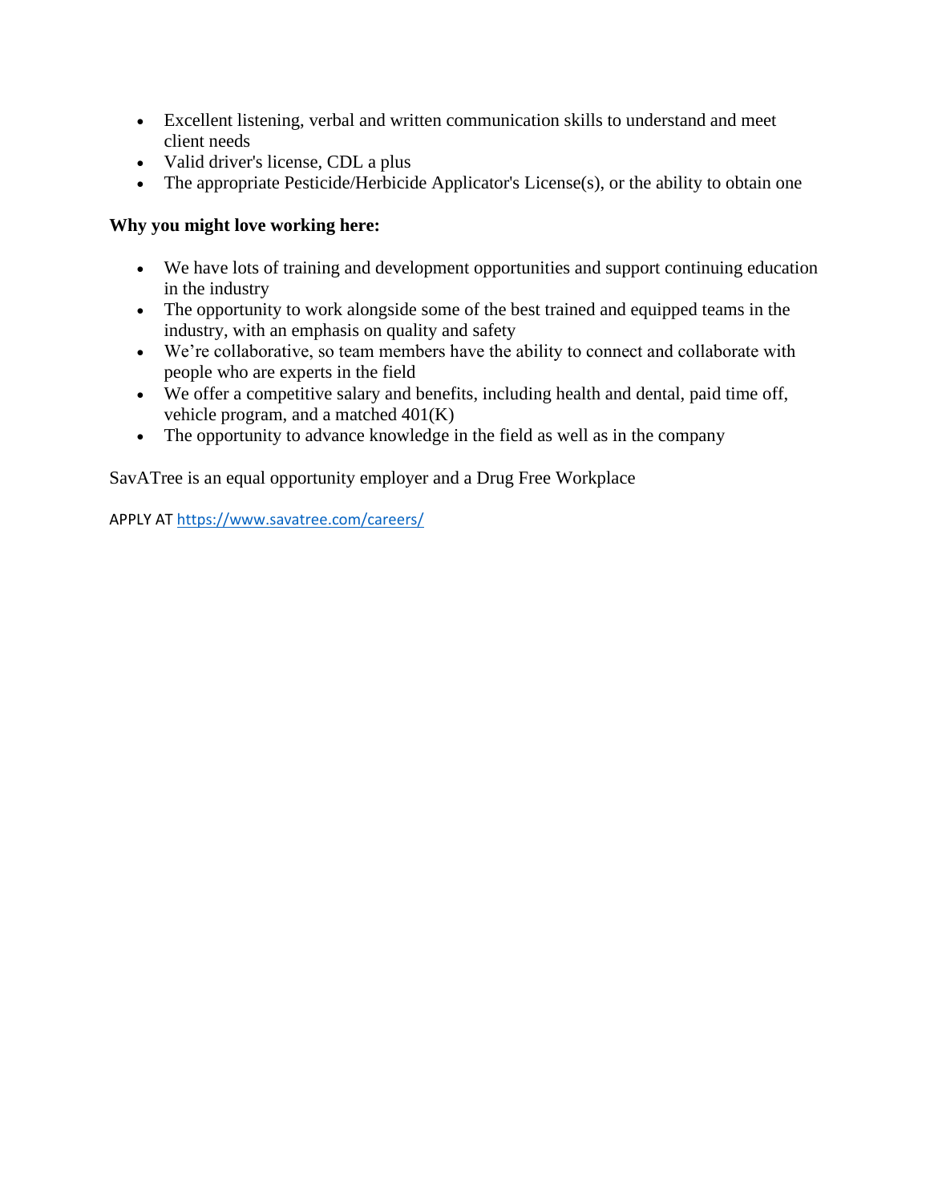- Excellent listening, verbal and written communication skills to understand and meet client needs
- Valid driver's license, CDL a plus
- The appropriate Pesticide/Herbicide Applicator's License(s), or the ability to obtain one

**Why you might love working here:**

- We have lots of training and development opportunities and support continuing education in the industry
- The opportunity to work alongside some of the best trained and equipped teams in the industry, with an emphasis on quality and safety
- We're collaborative, so team members have the ability to connect and collaborate with people who are experts in the field
- We offer a competitive salary and benefits, including health and dental, paid time off, vehicle program, and a matched 401(K)
- The opportunity to advance knowledge in the field as well as in the company

SavATree is an equal opportunity employer and a Drug Free Workplace

APPLY AT https://www.savatree.com/careers/